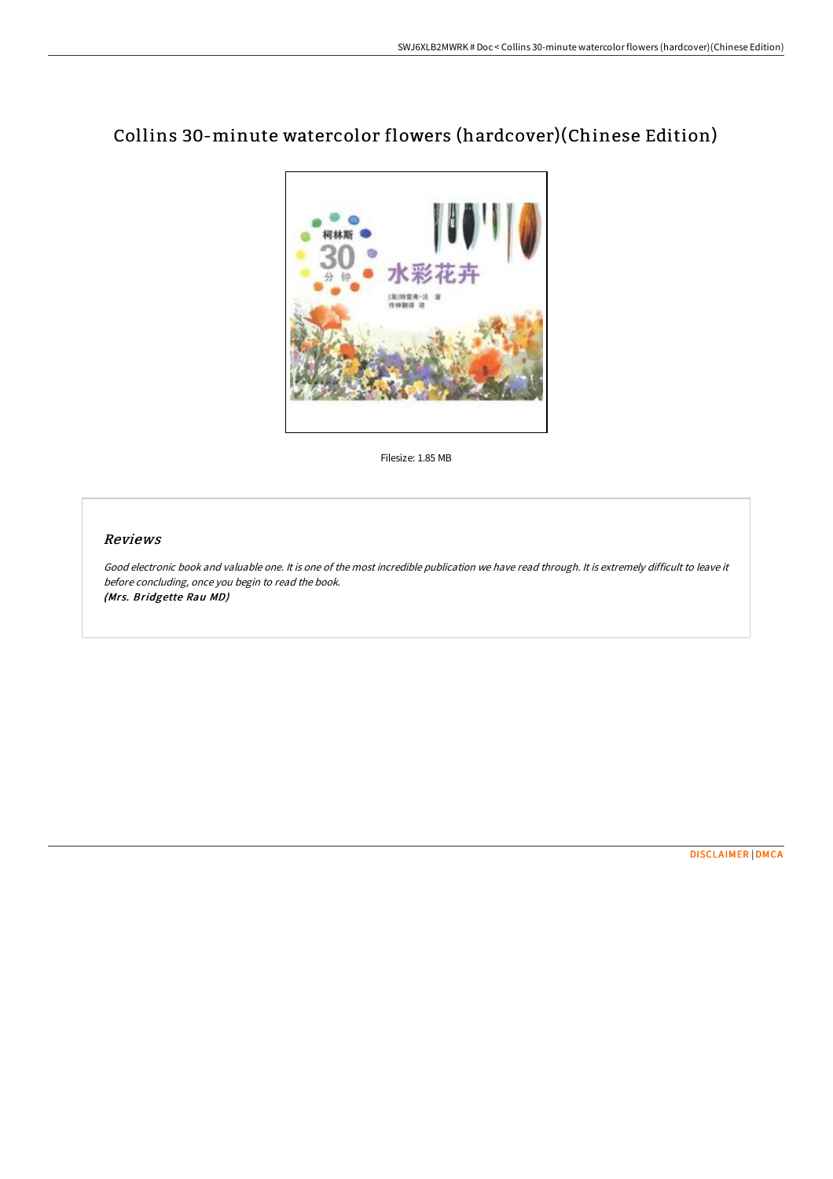# Collins 30-minute watercolor flowers (hardcover)(Chinese Edition)

Filesize: 1.85 MB

## *Reviews*

*Good electronic book and valuable one. It is one of the most incredible publication we have read through. It is extremely difficult to leave it before concluding, once you begin to read the book.*
***(Mrs. Bridgette Rau MD)***

DISCLAIMER | DMCA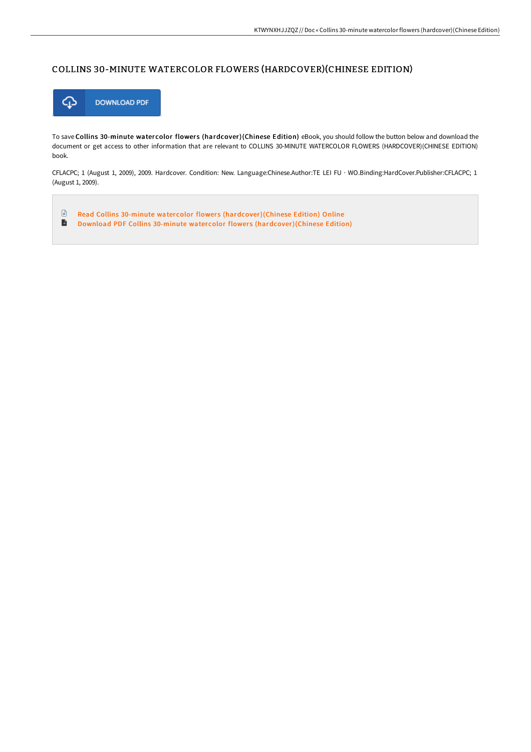# COLLINS 30-MINUTE WATERCOLOR FLOWERS (HARDCOVER)(CHINESE EDITION)

DOWNLOAD PDF

To save **Collins 30-minute watercolor flowers (hardcover)(Chinese Edition)** eBook, you should follow the button below and download the document or get access to other information that are relevant to COLLINS 30-MINUTE WATERCOLOR FLOWERS (HARDCOVER)(CHINESE EDITION) book.

CFLACPC; 1 (August 1, 2009), 2009. Hardcover. Condition: New. Language:Chinese.Author:TE LEI FU · WO.Binding:HardCover.Publisher:CFLACPC; 1 (August 1, 2009).

- Read Collins 30-minute watercolor flowers (hardcover)(Chinese Edition) Online
- Download PDF Collins 30-minute watercolor flowers (hardcover)(Chinese Edition)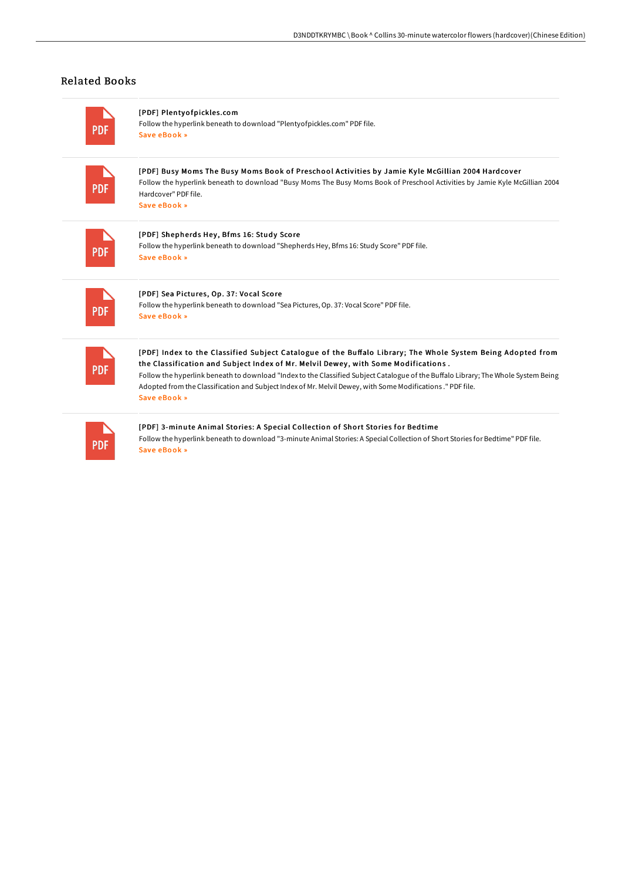## Related Books

[PDF] Plentyofpickles.com
Follow the hyperlink beneath to download "Plentyofpickles.com" PDF file.
Save eBook »

[PDF] Busy Moms The Busy Moms Book of Preschool Activities by Jamie Kyle McGillian 2004 Hardcover
Follow the hyperlink beneath to download "Busy Moms The Busy Moms Book of Preschool Activities by Jamie Kyle McGillian 2004 Hardcover" PDF file.
Save eBook »

[PDF] Shepherds Hey, Bfms 16: Study Score
Follow the hyperlink beneath to download "Shepherds Hey, Bfms 16: Study Score" PDF file.
Save eBook »

[PDF] Sea Pictures, Op. 37: Vocal Score
Follow the hyperlink beneath to download "Sea Pictures, Op. 37: Vocal Score" PDF file.
Save eBook »

[PDF] Index to the Classified Subject Catalogue of the Buffalo Library; The Whole System Being Adopted from the Classification and Subject Index of Mr. Melvil Dewey, with Some Modifications .
Follow the hyperlink beneath to download "Index to the Classified Subject Catalogue of the Buffalo Library; The Whole System Being Adopted from the Classification and Subject Index of Mr. Melvil Dewey, with Some Modifications ." PDF file.
Save eBook »

[PDF] 3-minute Animal Stories: A Special Collection of Short Stories for Bedtime
Follow the hyperlink beneath to download "3-minute Animal Stories: A Special Collection of Short Stories for Bedtime" PDF file.
Save eBook »